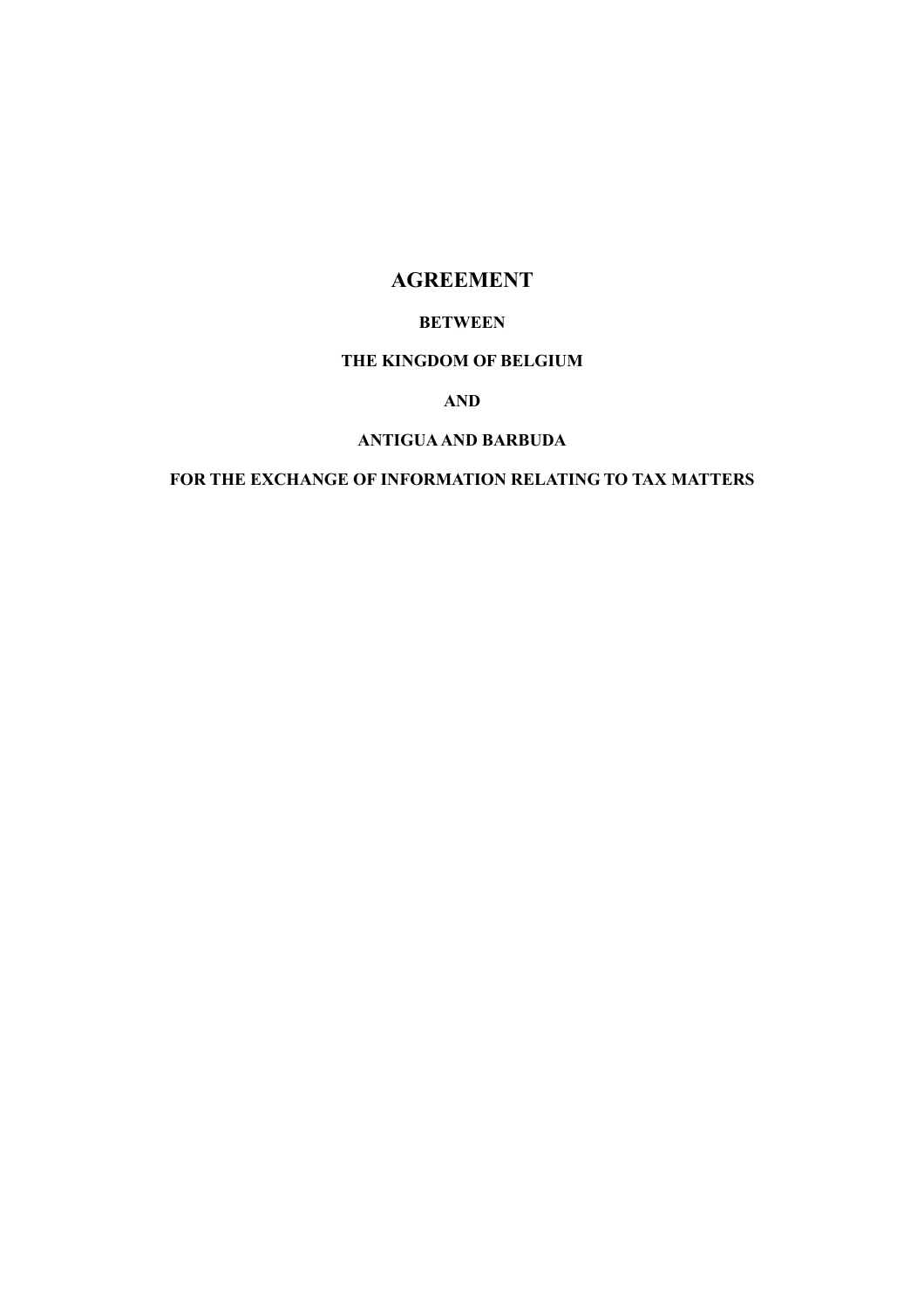# AGREEMENT

**BETWEEN**

**THE KINGDOM OF BELGIUM**

**AND**

**ANTIGUA AND BARBUDA**

**FOR THE EXCHANGE OF INFORMATION RELATING TO TAX MATTERS**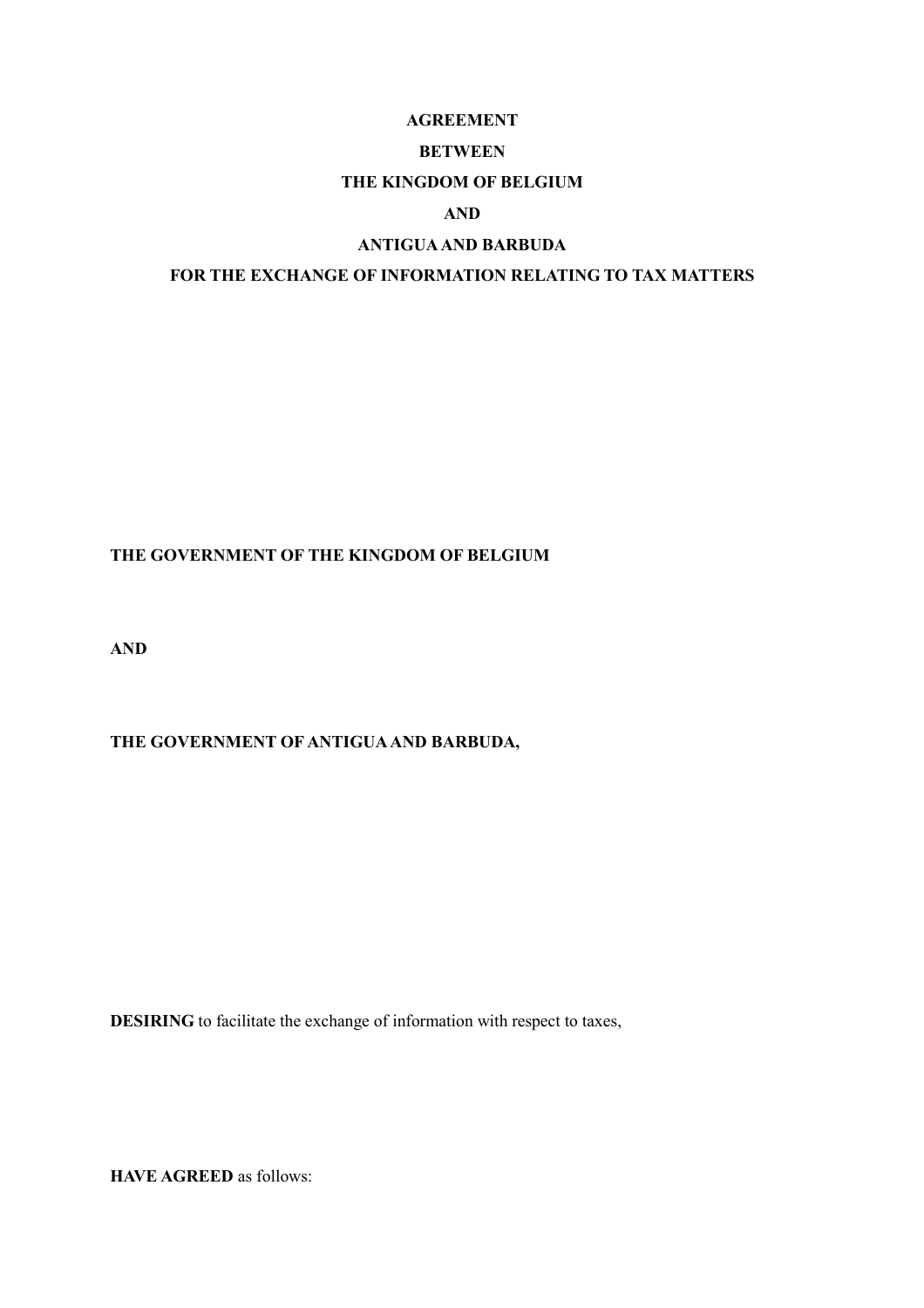# AGREEMENT

# BETWEEN

# THE KINGDOM OF BELGIUM

# AND

# ANTIGUA AND BARBUDA

# FOR THE EXCHANGE OF INFORMATION RELATING TO TAX MATTERS

**THE GOVERNMENT OF THE KINGDOM OF BELGIUM**

**AND**

**THE GOVERNMENT OF ANTIGUA AND BARBUDA,**

**DESIRING** to facilitate the exchange of information with respect to taxes,

**HAVE AGREED** as follows: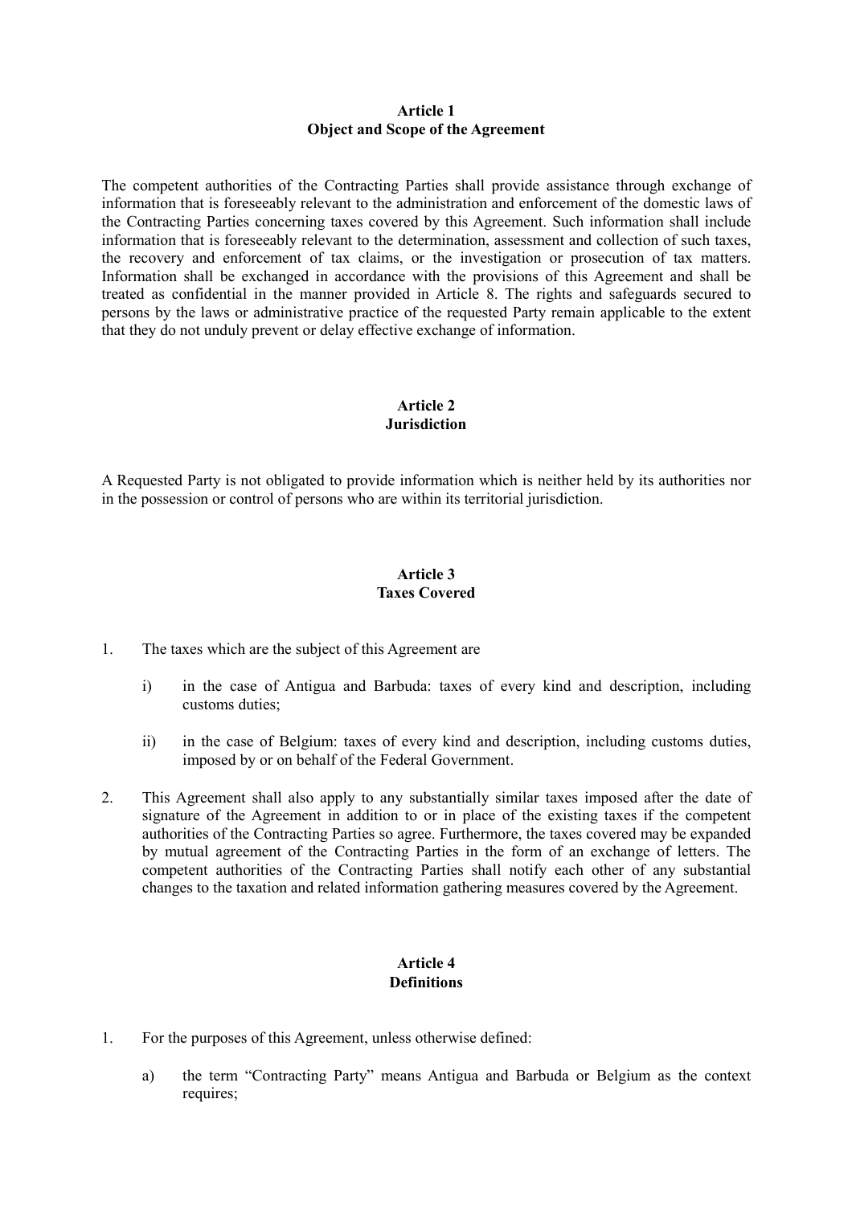## Article 1
## Object and Scope of the Agreement

The competent authorities of the Contracting Parties shall provide assistance through exchange of information that is foreseeably relevant to the administration and enforcement of the domestic laws of the Contracting Parties concerning taxes covered by this Agreement. Such information shall include information that is foreseeably relevant to the determination, assessment and collection of such taxes, the recovery and enforcement of tax claims, or the investigation or prosecution of tax matters. Information shall be exchanged in accordance with the provisions of this Agreement and shall be treated as confidential in the manner provided in Article 8. The rights and safeguards secured to persons by the laws or administrative practice of the requested Party remain applicable to the extent that they do not unduly prevent or delay effective exchange of information.

## Article 2
## Jurisdiction

A Requested Party is not obligated to provide information which is neither held by its authorities nor in the possession or control of persons who are within its territorial jurisdiction.

## Article 3
## Taxes Covered

1. The taxes which are the subject of this Agreement are

   i) in the case of Antigua and Barbuda: taxes of every kind and description, including customs duties;

   ii) in the case of Belgium: taxes of every kind and description, including customs duties, imposed by or on behalf of the Federal Government.

2. This Agreement shall also apply to any substantially similar taxes imposed after the date of signature of the Agreement in addition to or in place of the existing taxes if the competent authorities of the Contracting Parties so agree. Furthermore, the taxes covered may be expanded by mutual agreement of the Contracting Parties in the form of an exchange of letters. The competent authorities of the Contracting Parties shall notify each other of any substantial changes to the taxation and related information gathering measures covered by the Agreement.

## Article 4
## Definitions

1. For the purposes of this Agreement, unless otherwise defined:

   a) the term "Contracting Party" means Antigua and Barbuda or Belgium as the context requires;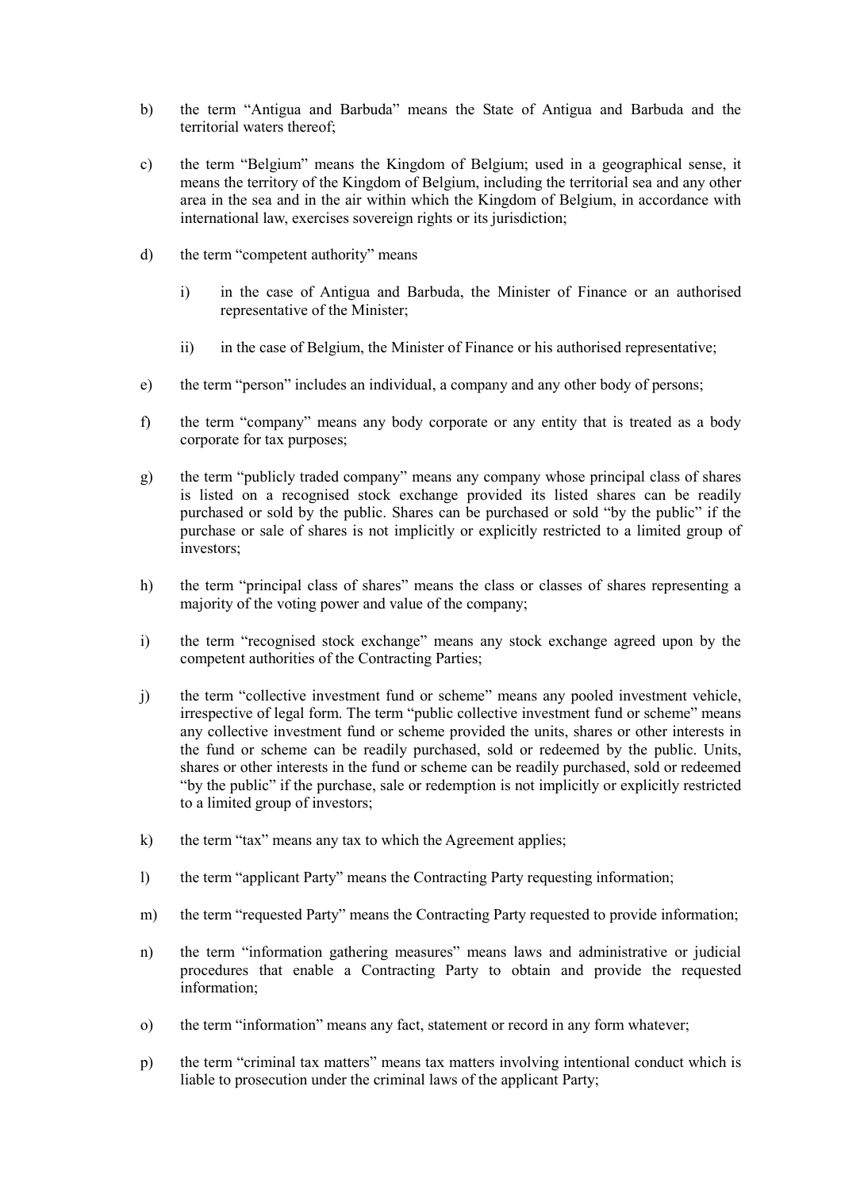b) the term "Antigua and Barbuda" means the State of Antigua and Barbuda and the territorial waters thereof;

c) the term "Belgium" means the Kingdom of Belgium; used in a geographical sense, it means the territory of the Kingdom of Belgium, including the territorial sea and any other area in the sea and in the air within which the Kingdom of Belgium, in accordance with international law, exercises sovereign rights or its jurisdiction;

d) the term "competent authority" means

   i) in the case of Antigua and Barbuda, the Minister of Finance or an authorised representative of the Minister;

   ii) in the case of Belgium, the Minister of Finance or his authorised representative;

e) the term "person" includes an individual, a company and any other body of persons;

f) the term "company" means any body corporate or any entity that is treated as a body corporate for tax purposes;

g) the term "publicly traded company" means any company whose principal class of shares is listed on a recognised stock exchange provided its listed shares can be readily purchased or sold by the public. Shares can be purchased or sold "by the public" if the purchase or sale of shares is not implicitly or explicitly restricted to a limited group of investors;

h) the term "principal class of shares" means the class or classes of shares representing a majority of the voting power and value of the company;

i) the term "recognised stock exchange" means any stock exchange agreed upon by the competent authorities of the Contracting Parties;

j) the term "collective investment fund or scheme" means any pooled investment vehicle, irrespective of legal form. The term "public collective investment fund or scheme" means any collective investment fund or scheme provided the units, shares or other interests in the fund or scheme can be readily purchased, sold or redeemed by the public. Units, shares or other interests in the fund or scheme can be readily purchased, sold or redeemed "by the public" if the purchase, sale or redemption is not implicitly or explicitly restricted to a limited group of investors;

k) the term "tax" means any tax to which the Agreement applies;

l) the term "applicant Party" means the Contracting Party requesting information;

m) the term "requested Party" means the Contracting Party requested to provide information;

n) the term "information gathering measures" means laws and administrative or judicial procedures that enable a Contracting Party to obtain and provide the requested information;

o) the term "information" means any fact, statement or record in any form whatever;

p) the term "criminal tax matters" means tax matters involving intentional conduct which is liable to prosecution under the criminal laws of the applicant Party;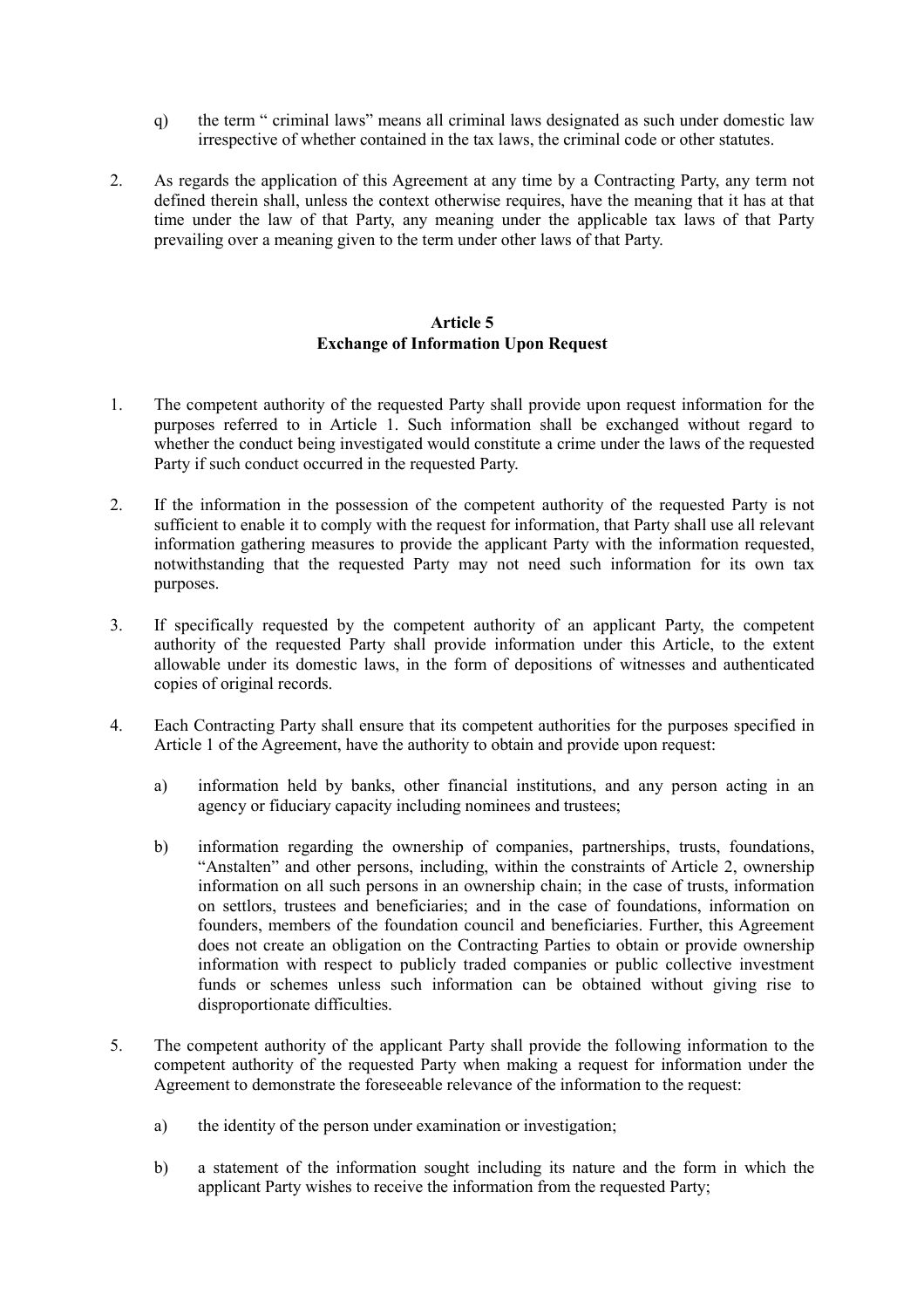q) the term " criminal laws" means all criminal laws designated as such under domestic law irrespective of whether contained in the tax laws, the criminal code or other statutes.

2. As regards the application of this Agreement at any time by a Contracting Party, any term not defined therein shall, unless the context otherwise requires, have the meaning that it has at that time under the law of that Party, any meaning under the applicable tax laws of that Party prevailing over a meaning given to the term under other laws of that Party.

## Article 5
## Exchange of Information Upon Request

1. The competent authority of the requested Party shall provide upon request information for the purposes referred to in Article 1. Such information shall be exchanged without regard to whether the conduct being investigated would constitute a crime under the laws of the requested Party if such conduct occurred in the requested Party.

2. If the information in the possession of the competent authority of the requested Party is not sufficient to enable it to comply with the request for information, that Party shall use all relevant information gathering measures to provide the applicant Party with the information requested, notwithstanding that the requested Party may not need such information for its own tax purposes.

3. If specifically requested by the competent authority of an applicant Party, the competent authority of the requested Party shall provide information under this Article, to the extent allowable under its domestic laws, in the form of depositions of witnesses and authenticated copies of original records.

4. Each Contracting Party shall ensure that its competent authorities for the purposes specified in Article 1 of the Agreement, have the authority to obtain and provide upon request:

   a) information held by banks, other financial institutions, and any person acting in an agency or fiduciary capacity including nominees and trustees;

   b) information regarding the ownership of companies, partnerships, trusts, foundations, "Anstalten" and other persons, including, within the constraints of Article 2, ownership information on all such persons in an ownership chain; in the case of trusts, information on settlors, trustees and beneficiaries; and in the case of foundations, information on founders, members of the foundation council and beneficiaries. Further, this Agreement does not create an obligation on the Contracting Parties to obtain or provide ownership information with respect to publicly traded companies or public collective investment funds or schemes unless such information can be obtained without giving rise to disproportionate difficulties.

5. The competent authority of the applicant Party shall provide the following information to the competent authority of the requested Party when making a request for information under the Agreement to demonstrate the foreseeable relevance of the information to the request:

   a) the identity of the person under examination or investigation;

   b) a statement of the information sought including its nature and the form in which the applicant Party wishes to receive the information from the requested Party;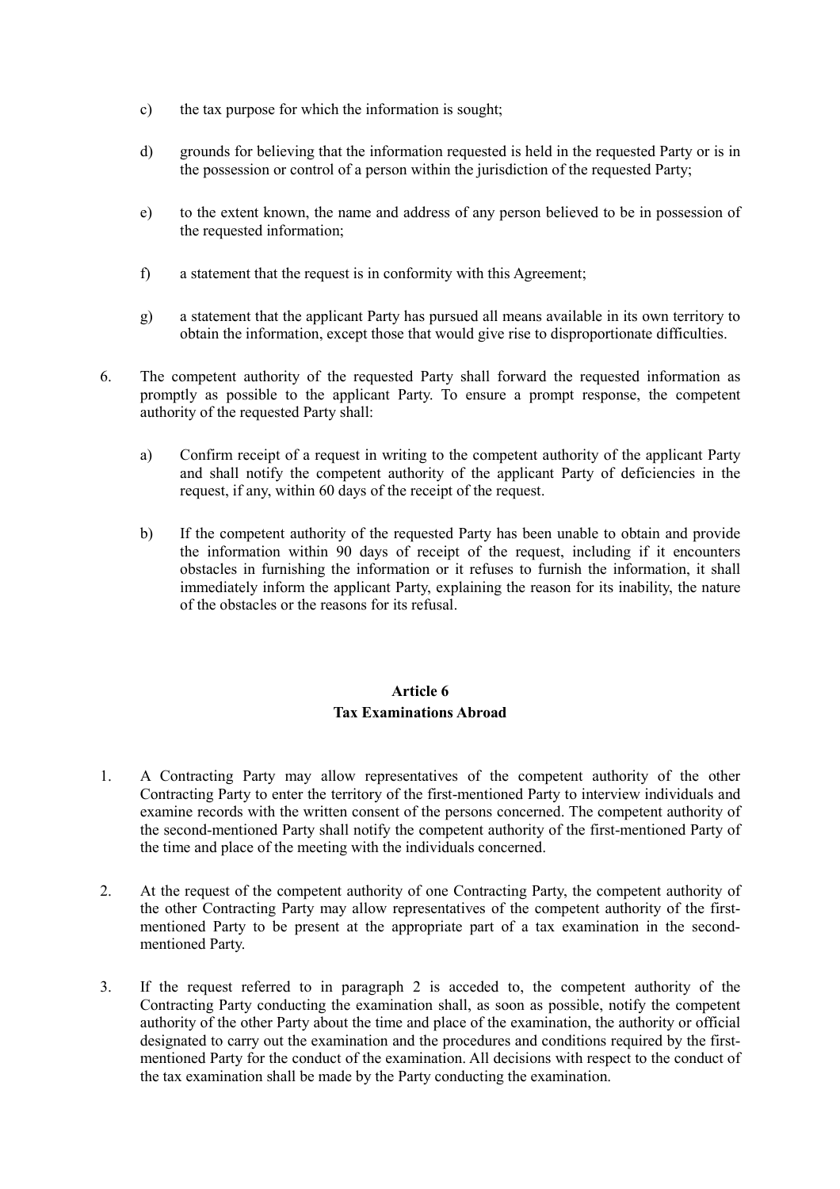c) the tax purpose for which the information is sought;

d) grounds for believing that the information requested is held in the requested Party or is in the possession or control of a person within the jurisdiction of the requested Party;

e) to the extent known, the name and address of any person believed to be in possession of the requested information;

f) a statement that the request is in conformity with this Agreement;

g) a statement that the applicant Party has pursued all means available in its own territory to obtain the information, except those that would give rise to disproportionate difficulties.

6. The competent authority of the requested Party shall forward the requested information as promptly as possible to the applicant Party. To ensure a prompt response, the competent authority of the requested Party shall:

   a) Confirm receipt of a request in writing to the competent authority of the applicant Party and shall notify the competent authority of the applicant Party of deficiencies in the request, if any, within 60 days of the receipt of the request.

   b) If the competent authority of the requested Party has been unable to obtain and provide the information within 90 days of receipt of the request, including if it encounters obstacles in furnishing the information or it refuses to furnish the information, it shall immediately inform the applicant Party, explaining the reason for its inability, the nature of the obstacles or the reasons for its refusal.

## Article 6
## Tax Examinations Abroad

1. A Contracting Party may allow representatives of the competent authority of the other Contracting Party to enter the territory of the first-mentioned Party to interview individuals and examine records with the written consent of the persons concerned. The competent authority of the second-mentioned Party shall notify the competent authority of the first-mentioned Party of the time and place of the meeting with the individuals concerned.

2. At the request of the competent authority of one Contracting Party, the competent authority of the other Contracting Party may allow representatives of the competent authority of the first-mentioned Party to be present at the appropriate part of a tax examination in the second-mentioned Party.

3. If the request referred to in paragraph 2 is acceded to, the competent authority of the Contracting Party conducting the examination shall, as soon as possible, notify the competent authority of the other Party about the time and place of the examination, the authority or official designated to carry out the examination and the procedures and conditions required by the first-mentioned Party for the conduct of the examination. All decisions with respect to the conduct of the tax examination shall be made by the Party conducting the examination.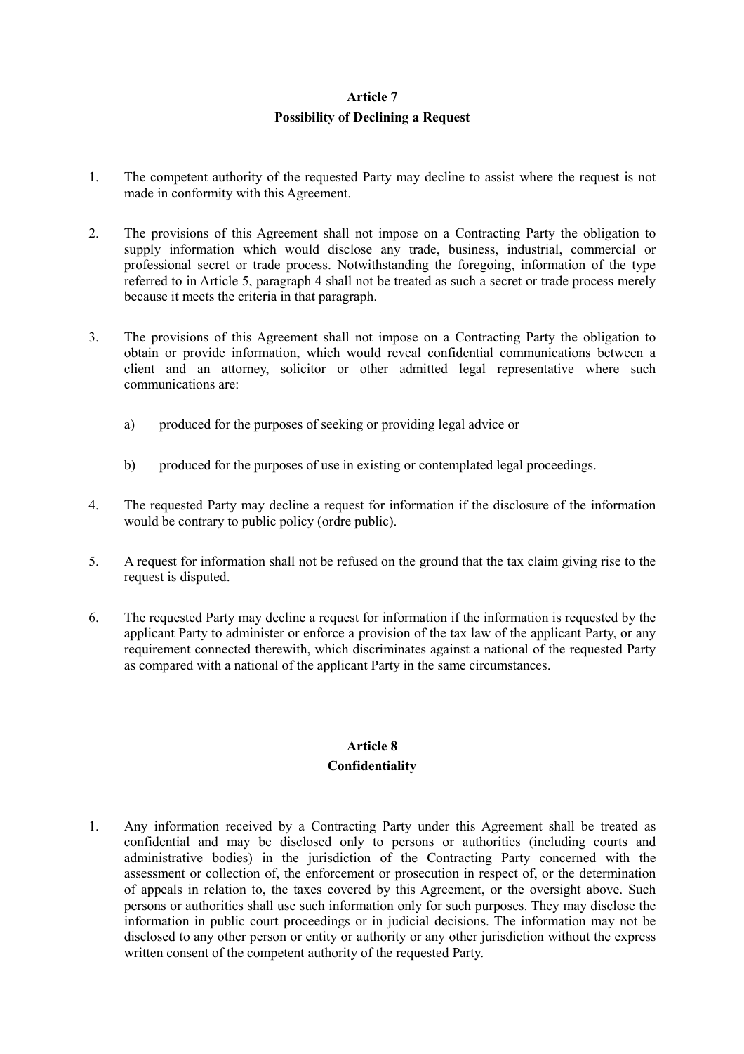## Article 7
## Possibility of Declining a Request

1. The competent authority of the requested Party may decline to assist where the request is not made in conformity with this Agreement.

2. The provisions of this Agreement shall not impose on a Contracting Party the obligation to supply information which would disclose any trade, business, industrial, commercial or professional secret or trade process. Notwithstanding the foregoing, information of the type referred to in Article 5, paragraph 4 shall not be treated as such a secret or trade process merely because it meets the criteria in that paragraph.

3. The provisions of this Agreement shall not impose on a Contracting Party the obligation to obtain or provide information, which would reveal confidential communications between a client and an attorney, solicitor or other admitted legal representative where such communications are:

   a) produced for the purposes of seeking or providing legal advice or

   b) produced for the purposes of use in existing or contemplated legal proceedings.

4. The requested Party may decline a request for information if the disclosure of the information would be contrary to public policy (ordre public).

5. A request for information shall not be refused on the ground that the tax claim giving rise to the request is disputed.

6. The requested Party may decline a request for information if the information is requested by the applicant Party to administer or enforce a provision of the tax law of the applicant Party, or any requirement connected therewith, which discriminates against a national of the requested Party as compared with a national of the applicant Party in the same circumstances.

## Article 8
## Confidentiality

1. Any information received by a Contracting Party under this Agreement shall be treated as confidential and may be disclosed only to persons or authorities (including courts and administrative bodies) in the jurisdiction of the Contracting Party concerned with the assessment or collection of, the enforcement or prosecution in respect of, or the determination of appeals in relation to, the taxes covered by this Agreement, or the oversight above. Such persons or authorities shall use such information only for such purposes. They may disclose the information in public court proceedings or in judicial decisions. The information may not be disclosed to any other person or entity or authority or any other jurisdiction without the express written consent of the competent authority of the requested Party.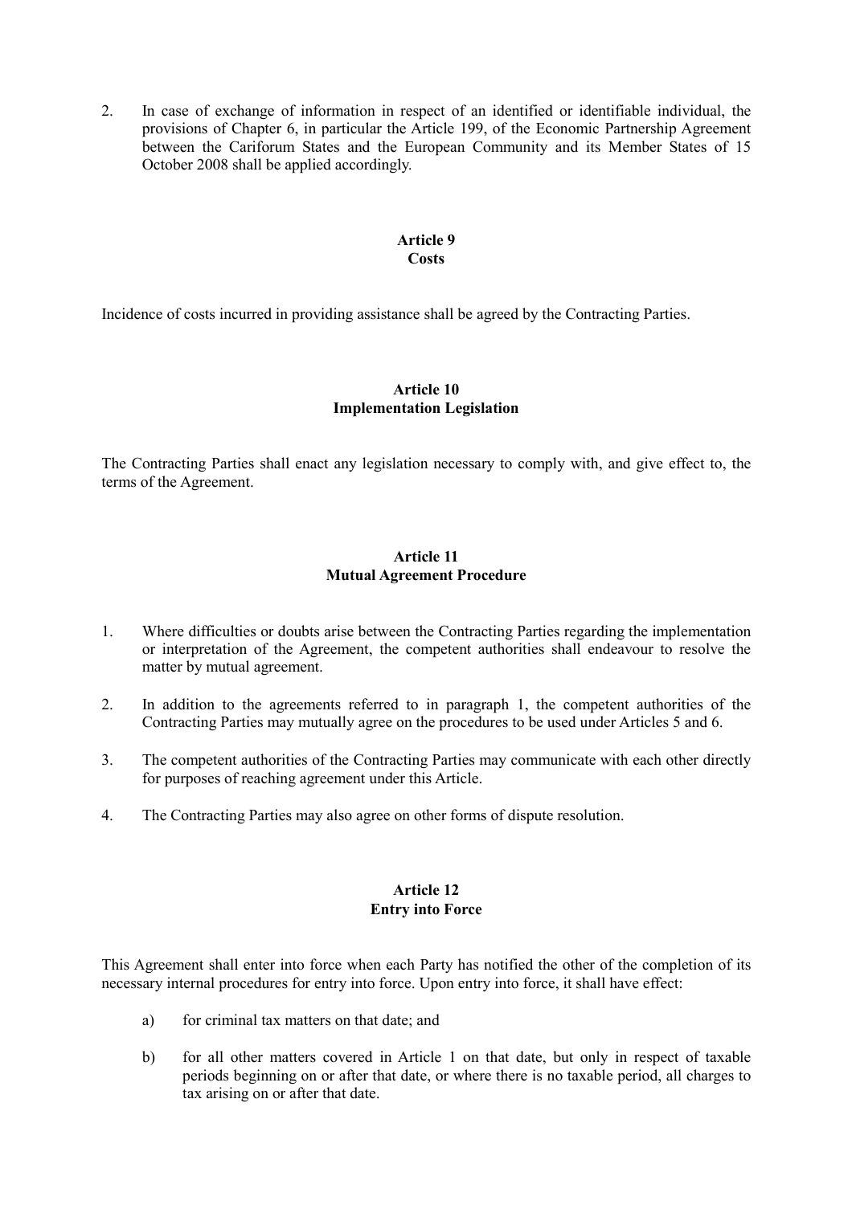2. In case of exchange of information in respect of an identified or identifiable individual, the provisions of Chapter 6, in particular the Article 199, of the Economic Partnership Agreement between the Cariforum States and the European Community and its Member States of 15 October 2008 shall be applied accordingly.

### Article 9
### Costs

Incidence of costs incurred in providing assistance shall be agreed by the Contracting Parties.

### Article 10
### Implementation Legislation

The Contracting Parties shall enact any legislation necessary to comply with, and give effect to, the terms of the Agreement.

### Article 11
### Mutual Agreement Procedure

1. Where difficulties or doubts arise between the Contracting Parties regarding the implementation or interpretation of the Agreement, the competent authorities shall endeavour to resolve the matter by mutual agreement.

2. In addition to the agreements referred to in paragraph 1, the competent authorities of the Contracting Parties may mutually agree on the procedures to be used under Articles 5 and 6.

3. The competent authorities of the Contracting Parties may communicate with each other directly for purposes of reaching agreement under this Article.

4. The Contracting Parties may also agree on other forms of dispute resolution.

### Article 12
### Entry into Force

This Agreement shall enter into force when each Party has notified the other of the completion of its necessary internal procedures for entry into force. Upon entry into force, it shall have effect:

a) for criminal tax matters on that date; and

b) for all other matters covered in Article 1 on that date, but only in respect of taxable periods beginning on or after that date, or where there is no taxable period, all charges to tax arising on or after that date.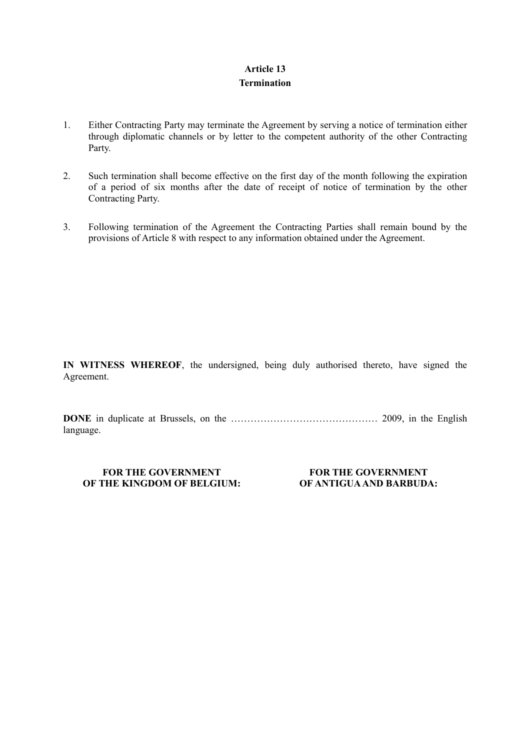## Article 13
## Termination

1. Either Contracting Party may terminate the Agreement by serving a notice of termination either through diplomatic channels or by letter to the competent authority of the other Contracting Party.

2. Such termination shall become effective on the first day of the month following the expiration of a period of six months after the date of receipt of notice of termination by the other Contracting Party.

3. Following termination of the Agreement the Contracting Parties shall remain bound by the provisions of Article 8 with respect to any information obtained under the Agreement.

**IN WITNESS WHEREOF**, the undersigned, being duly authorised thereto, have signed the Agreement.

**DONE** in duplicate at Brussels, on the ……………………………………… 2009, in the English language.

| | |
|---|---|
| **FOR THE GOVERNMENT OF THE KINGDOM OF BELGIUM:** | **FOR THE GOVERNMENT OF ANTIGUA AND BARBUDA:** |